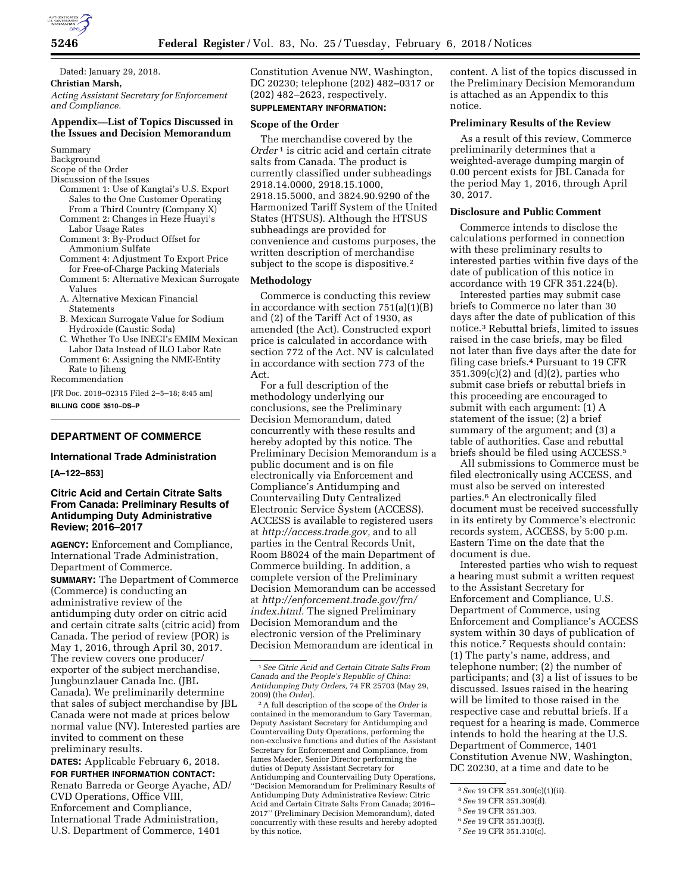Dated: January 29, 2018.

**Christian Marsh,**

*Acting Assistant Secretary for Enforcement and Compliance.*

### Appendix—List of Topics Discussed in the Issues and Decision Memorandum

Summary
Background
Scope of the Order
Discussion of the Issues
- Comment 1: Use of Kangtai's U.S. Export Sales to the One Customer Operating From a Third Country (Company X)
- Comment 2: Changes in Heze Huayi's Labor Usage Rates
- Comment 3: By-Product Offset for Ammonium Sulfate
- Comment 4: Adjustment To Export Price for Free-of-Charge Packing Materials
- Comment 5: Alternative Mexican Surrogate Values
  - A. Alternative Mexican Financial Statements
  - B. Mexican Surrogate Value for Sodium Hydroxide (Caustic Soda)
  - C. Whether To Use INEGI's EMIM Mexican Labor Data Instead of ILO Labor Rate
- Comment 6: Assigning the NME-Entity Rate to Jiheng

Recommendation

[FR Doc. 2018–02315 Filed 2–5–18; 8:45 am]

**BILLING CODE 3510–DS–P**

## DEPARTMENT OF COMMERCE

### International Trade Administration

**[A–122–853]**

### Citric Acid and Certain Citrate Salts From Canada: Preliminary Results of Antidumping Duty Administrative Review; 2016–2017

**AGENCY:** Enforcement and Compliance, International Trade Administration, Department of Commerce.

**SUMMARY:** The Department of Commerce (Commerce) is conducting an administrative review of the antidumping duty order on citric acid and certain citrate salts (citric acid) from Canada. The period of review (POR) is May 1, 2016, through April 30, 2017. The review covers one producer/exporter of the subject merchandise, Jungbunzlauer Canada Inc. (JBL Canada). We preliminarily determine that sales of subject merchandise by JBL Canada were not made at prices below normal value (NV). Interested parties are invited to comment on these preliminary results.

**DATES:** Applicable February 6, 2018.

**FOR FURTHER INFORMATION CONTACT:** Renato Barreda or George Ayache, AD/CVD Operations, Office VIII, Enforcement and Compliance, International Trade Administration, U.S. Department of Commerce, 1401 Constitution Avenue NW, Washington, DC 20230; telephone (202) 482–0317 or (202) 482–2623, respectively.

**SUPPLEMENTARY INFORMATION:**

#### Scope of the Order

The merchandise covered by the *Order*[1] is citric acid and certain citrate salts from Canada. The product is currently classified under subheadings 2918.14.0000, 2918.15.1000, 2918.15.5000, and 3824.90.9290 of the Harmonized Tariff Schedule of the United States (HTSUS). Although the HTSUS subheadings are provided for convenience and customs purposes, the written description of merchandise subject to the scope is dispositive.[2]

#### Methodology

Commerce is conducting this review in accordance with section 751(a)(1)(B) and (2) of the Tariff Act of 1930, as amended (the Act). Constructed export price is calculated in accordance with section 772 of the Act. NV is calculated in accordance with section 773 of the Act.

For a full description of the methodology underlying our conclusions, see the Preliminary Decision Memorandum, dated concurrently with these results and hereby adopted by this notice. The Preliminary Decision Memorandum is a public document and is on file electronically via Enforcement and Compliance's Antidumping and Countervailing Duty Centralized Electronic Service System (ACCESS). ACCESS is available to registered users at *http://access.trade.gov,* and to all parties in the Central Records Unit, Room B8024 of the main Department of Commerce building. In addition, a complete version of the Preliminary Decision Memorandum can be accessed at *http://enforcement.trade.gov/frn/index.html.* The signed Preliminary Decision Memorandum and the electronic version of the Preliminary Decision Memorandum are identical in content. A list of the topics discussed in the Preliminary Decision Memorandum is attached as an Appendix to this notice.

#### Preliminary Results of the Review

As a result of this review, Commerce preliminarily determines that a weighted-average dumping margin of 0.00 percent exists for JBL Canada for the period May 1, 2016, through April 30, 2017.

#### Disclosure and Public Comment

Commerce intends to disclose the calculations performed in connection with these preliminary results to interested parties within five days of the date of publication of this notice in accordance with 19 CFR 351.224(b).

Interested parties may submit case briefs to Commerce no later than 30 days after the date of publication of this notice.[3] Rebuttal briefs, limited to issues raised in the case briefs, may be filed not later than five days after the date for filing case briefs.[4] Pursuant to 19 CFR 351.309(c)(2) and (d)(2), parties who submit case briefs or rebuttal briefs in this proceeding are encouraged to submit with each argument: (1) A statement of the issue; (2) a brief summary of the argument; and (3) a table of authorities. Case and rebuttal briefs should be filed using ACCESS.[5]

All submissions to Commerce must be filed electronically using ACCESS, and must also be served on interested parties.[6] An electronically filed document must be received successfully in its entirety by Commerce's electronic records system, ACCESS, by 5:00 p.m. Eastern Time on the date that the document is due.

Interested parties who wish to request a hearing must submit a written request to the Assistant Secretary for Enforcement and Compliance, U.S. Department of Commerce, using Enforcement and Compliance's ACCESS system within 30 days of publication of this notice.[7] Requests should contain: (1) The party's name, address, and telephone number; (2) the number of participants; and (3) a list of issues to be discussed. Issues raised in the hearing will be limited to those raised in the respective case and rebuttal briefs. If a request for a hearing is made, Commerce intends to hold the hearing at the U.S. Department of Commerce, 1401 Constitution Avenue NW, Washington, DC 20230, at a time and date to be

---

[1] *See Citric Acid and Certain Citrate Salts From Canada and the People's Republic of China: Antidumping Duty Orders,* 74 FR 25703 (May 29, 2009) (the *Order*).

[2] A full description of the scope of the *Order* is contained in the memorandum to Gary Taverman, Deputy Assistant Secretary for Antidumping and Countervailing Duty Operations, performing the non-exclusive functions and duties of the Assistant Secretary for Enforcement and Compliance, from James Maeder, Senior Director performing the duties of Deputy Assistant Secretary for Antidumping and Countervailing Duty Operations, "Decision Memorandum for Preliminary Results of Antidumping Duty Administrative Review: Citric Acid and Certain Citrate Salts From Canada; 2016–2017" (Preliminary Decision Memorandum), dated concurrently with these results and hereby adopted by this notice.

[3] *See* 19 CFR 351.309(c)(1)(ii).

[4] *See* 19 CFR 351.309(d).

[5] *See* 19 CFR 351.303.

[6] *See* 19 CFR 351.303(f).

[7] *See* 19 CFR 351.310(c).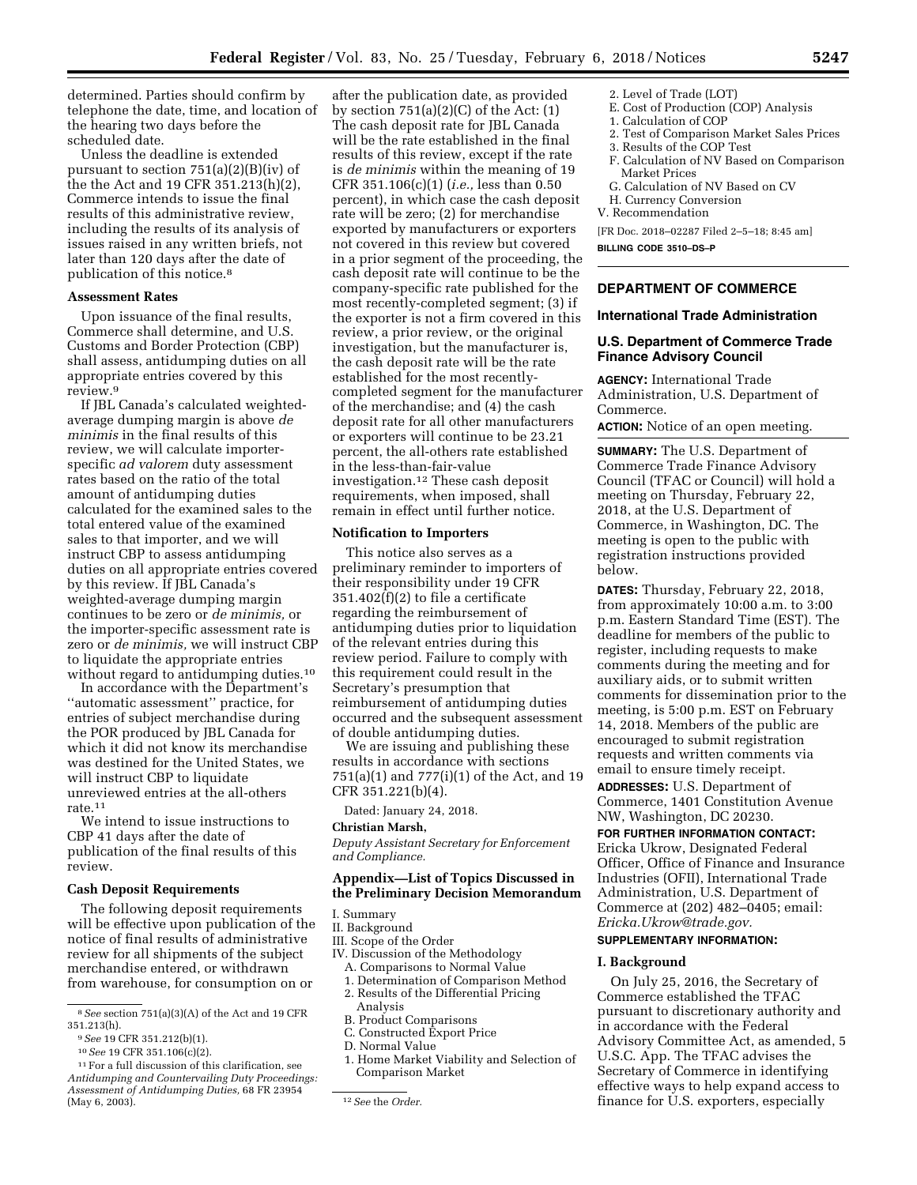determined. Parties should confirm by telephone the date, time, and location of the hearing two days before the scheduled date.

Unless the deadline is extended pursuant to section 751(a)(2)(B)(iv) of the the Act and 19 CFR 351.213(h)(2), Commerce intends to issue the final results of this administrative review, including the results of its analysis of issues raised in any written briefs, not later than 120 days after the date of publication of this notice.[8]

### Assessment Rates

Upon issuance of the final results, Commerce shall determine, and U.S. Customs and Border Protection (CBP) shall assess, antidumping duties on all appropriate entries covered by this review.[9]

If JBL Canada's calculated weighted-average dumping margin is above *de minimis* in the final results of this review, we will calculate importer-specific *ad valorem* duty assessment rates based on the ratio of the total amount of antidumping duties calculated for the examined sales to the total entered value of the examined sales to that importer, and we will instruct CBP to assess antidumping duties on all appropriate entries covered by this review. If JBL Canada's weighted-average dumping margin continues to be zero or *de minimis,* or the importer-specific assessment rate is zero or *de minimis,* we will instruct CBP to liquidate the appropriate entries without regard to antidumping duties.[10]

In accordance with the Department's "automatic assessment" practice, for entries of subject merchandise during the POR produced by JBL Canada for which it did not know its merchandise was destined for the United States, we will instruct CBP to liquidate unreviewed entries at the all-others rate.[11]

We intend to issue instructions to CBP 41 days after the date of publication of the final results of this review.

### Cash Deposit Requirements

The following deposit requirements will be effective upon publication of the notice of final results of administrative review for all shipments of the subject merchandise entered, or withdrawn from warehouse, for consumption on or after the publication date, as provided by section 751(a)(2)(C) of the Act: (1) The cash deposit rate for JBL Canada will be the rate established in the final results of this review, except if the rate is *de minimis* within the meaning of 19 CFR 351.106(c)(1) (*i.e.,* less than 0.50 percent), in which case the cash deposit rate will be zero; (2) for merchandise exported by manufacturers or exporters not covered in this review but covered in a prior segment of the proceeding, the cash deposit rate will continue to be the company-specific rate published for the most recently-completed segment; (3) if the exporter is not a firm covered in this review, a prior review, or the original investigation, but the manufacturer is, the cash deposit rate will be the rate established for the most recently-completed segment for the manufacturer of the merchandise; and (4) the cash deposit rate for all other manufacturers or exporters will continue to be 23.21 percent, the all-others rate established in the less-than-fair-value investigation.[12] These cash deposit requirements, when imposed, shall remain in effect until further notice.

### Notification to Importers

This notice also serves as a preliminary reminder to importers of their responsibility under 19 CFR 351.402(f)(2) to file a certificate regarding the reimbursement of antidumping duties prior to liquidation of the relevant entries during this review period. Failure to comply with this requirement could result in the Secretary's presumption that reimbursement of antidumping duties occurred and the subsequent assessment of double antidumping duties.

We are issuing and publishing these results in accordance with sections 751(a)(1) and 777(i)(1) of the Act, and 19 CFR 351.221(b)(4).

Dated: January 24, 2018.

**Christian Marsh,**

*Deputy Assistant Secretary for Enforcement and Compliance.*

### Appendix—List of Topics Discussed in the Preliminary Decision Memorandum

I. Summary
II. Background
III. Scope of the Order
IV. Discussion of the Methodology
  A. Comparisons to Normal Value
  1. Determination of Comparison Method
  2. Results of the Differential Pricing Analysis
  B. Product Comparisons
  C. Constructed Export Price
  D. Normal Value
  1. Home Market Viability and Selection of Comparison Market
  2. Level of Trade (LOT)
  E. Cost of Production (COP) Analysis
  1. Calculation of COP
  2. Test of Comparison Market Sales Prices
  3. Results of the COP Test
  F. Calculation of NV Based on Comparison Market Prices
  G. Calculation of NV Based on CV
  H. Currency Conversion
V. Recommendation

[FR Doc. 2018–02287 Filed 2–5–18; 8:45 am]

**BILLING CODE 3510–DS–P**

[8] *See* section 751(a)(3)(A) of the Act and 19 CFR 351.213(h).

[9] *See* 19 CFR 351.212(b)(1).

[10] *See* 19 CFR 351.106(c)(2).

[11] For a full discussion of this clarification, see *Antidumping and Countervailing Duty Proceedings: Assessment of Antidumping Duties,* 68 FR 23954 (May 6, 2003).

[12] *See* the *Order.*

## DEPARTMENT OF COMMERCE

### International Trade Administration

### U.S. Department of Commerce Trade Finance Advisory Council

**AGENCY:** International Trade Administration, U.S. Department of Commerce.

**ACTION:** Notice of an open meeting.

**SUMMARY:** The U.S. Department of Commerce Trade Finance Advisory Council (TFAC or Council) will hold a meeting on Thursday, February 22, 2018, at the U.S. Department of Commerce, in Washington, DC. The meeting is open to the public with registration instructions provided below.

**DATES:** Thursday, February 22, 2018, from approximately 10:00 a.m. to 3:00 p.m. Eastern Standard Time (EST). The deadline for members of the public to register, including requests to make comments during the meeting and for auxiliary aids, or to submit written comments for dissemination prior to the meeting, is 5:00 p.m. EST on February 14, 2018. Members of the public are encouraged to submit registration requests and written comments via email to ensure timely receipt.

**ADDRESSES:** U.S. Department of Commerce, 1401 Constitution Avenue NW, Washington, DC 20230.

**FOR FURTHER INFORMATION CONTACT:** Ericka Ukrow, Designated Federal Officer, Office of Finance and Insurance Industries (OFII), International Trade Administration, U.S. Department of Commerce at (202) 482–0405; email: *Ericka.Ukrow@trade.gov.*

**SUPPLEMENTARY INFORMATION:**

### I. Background

On July 25, 2016, the Secretary of Commerce established the TFAC pursuant to discretionary authority and in accordance with the Federal Advisory Committee Act, as amended, 5 U.S.C. App. The TFAC advises the Secretary of Commerce in identifying effective ways to help expand access to finance for U.S. exporters, especially